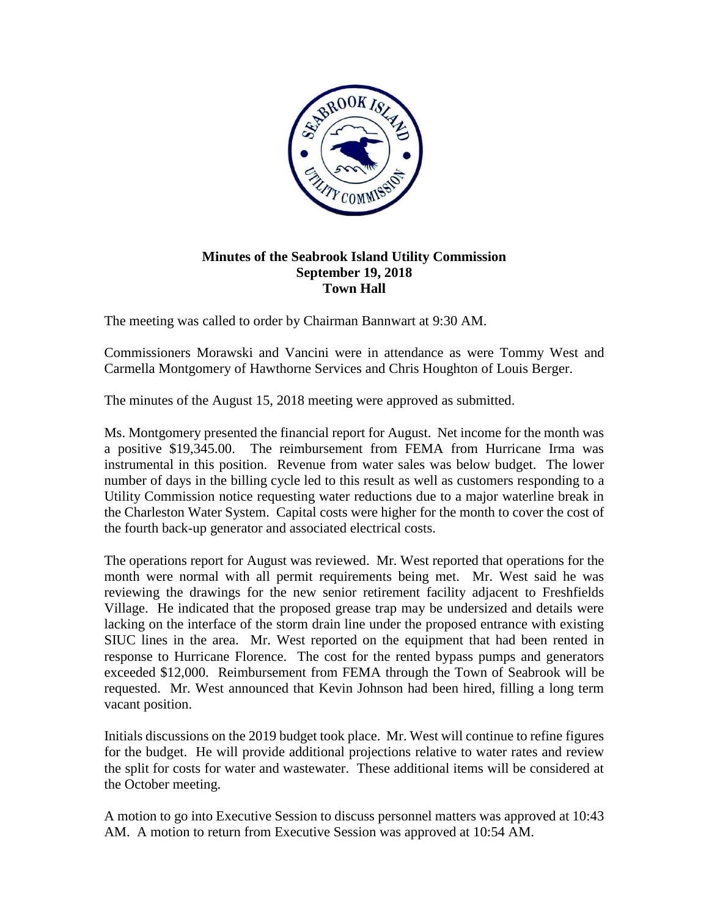**Minutes of the Seabrook Island Utility Commission**
**September 19, 2018**
**Town Hall**

The meeting was called to order by Chairman Bannwart at 9:30 AM.

Commissioners Morawski and Vancini were in attendance as were Tommy West and Carmella Montgomery of Hawthorne Services and Chris Houghton of Louis Berger.

The minutes of the August 15, 2018 meeting were approved as submitted.

Ms. Montgomery presented the financial report for August. Net income for the month was a positive $19,345.00. The reimbursement from FEMA from Hurricane Irma was instrumental in this position. Revenue from water sales was below budget. The lower number of days in the billing cycle led to this result as well as customers responding to a Utility Commission notice requesting water reductions due to a major waterline break in the Charleston Water System. Capital costs were higher for the month to cover the cost of the fourth back-up generator and associated electrical costs.

The operations report for August was reviewed. Mr. West reported that operations for the month were normal with all permit requirements being met. Mr. West said he was reviewing the drawings for the new senior retirement facility adjacent to Freshfields Village. He indicated that the proposed grease trap may be undersized and details were lacking on the interface of the storm drain line under the proposed entrance with existing SIUC lines in the area. Mr. West reported on the equipment that had been rented in response to Hurricane Florence. The cost for the rented bypass pumps and generators exceeded $12,000. Reimbursement from FEMA through the Town of Seabrook will be requested. Mr. West announced that Kevin Johnson had been hired, filling a long term vacant position.

Initials discussions on the 2019 budget took place. Mr. West will continue to refine figures for the budget. He will provide additional projections relative to water rates and review the split for costs for water and wastewater. These additional items will be considered at the October meeting.

A motion to go into Executive Session to discuss personnel matters was approved at 10:43 AM. A motion to return from Executive Session was approved at 10:54 AM.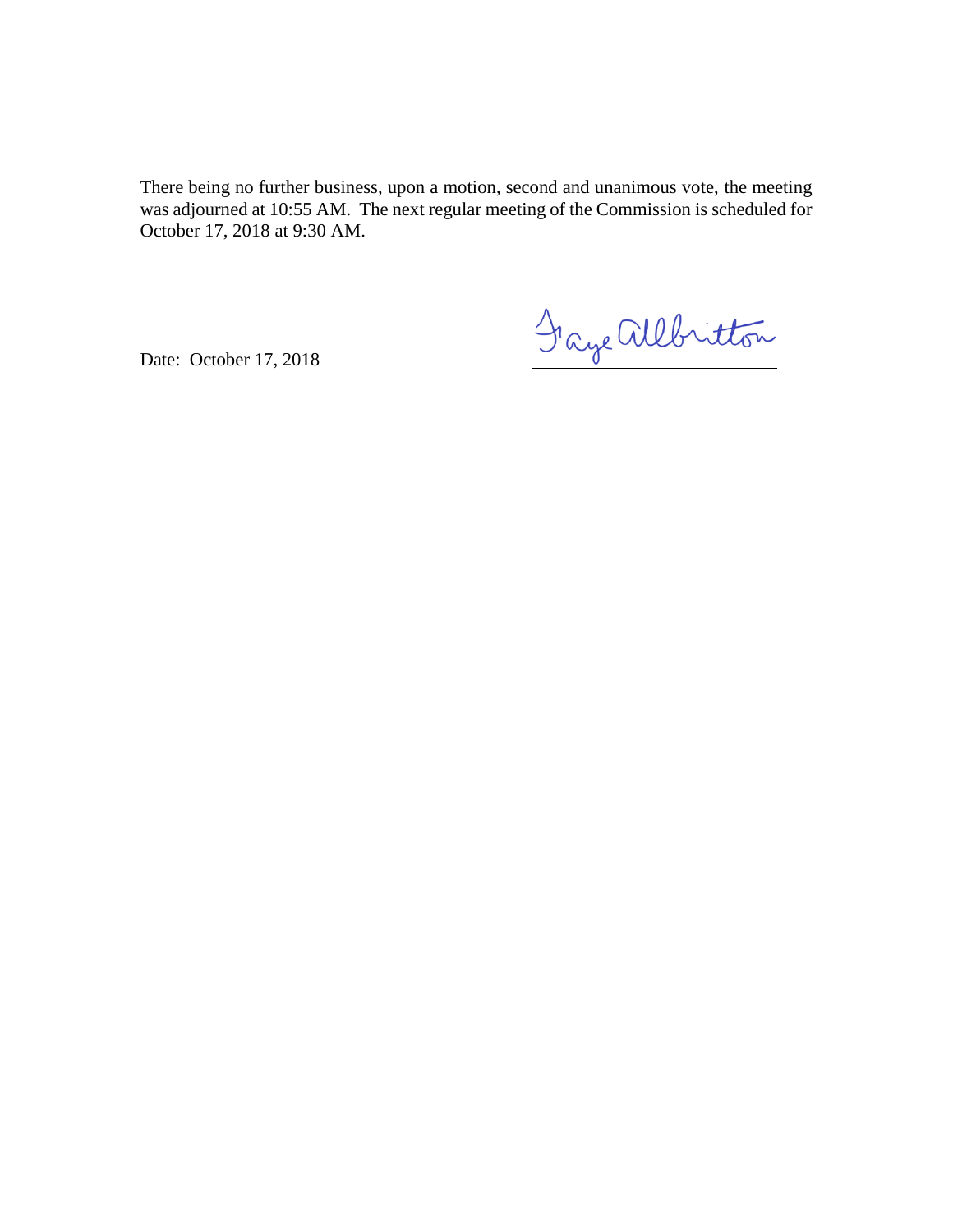There being no further business, upon a motion, second and unanimous vote, the meeting was adjourned at 10:55 AM. The next regular meeting of the Commission is scheduled for October 17, 2018 at 9:30 AM.

Date: October 17, 2018

Faye Allbritton

______________________________